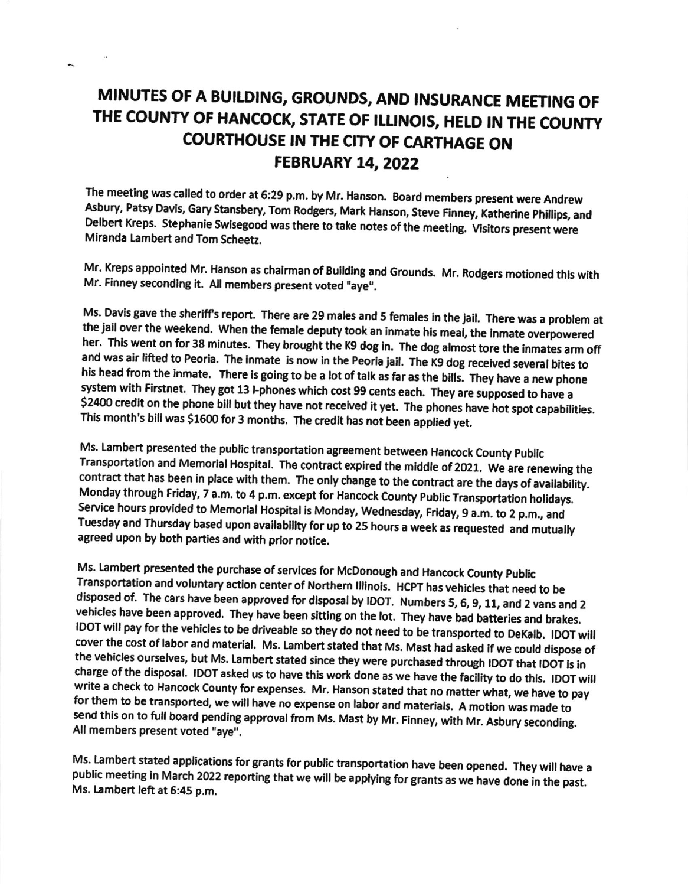# MINUTES OF A BUILDING, GROUNDS, AND INSURANCE MEETING OF THE COUNTY OF HANCOCK, STATE OF ILLINOIS, HELD IN THE COUNTY COURTHOUSE IN THE CITY OF CARTHAGE ON FEBRUARY 14, 2022

The meeting was called to order at 6:29 p.m. by Mr. Hanson. Board members present were Andrew Asbury, Patsy Davis, Gary Stansbery, Tom Rodgers, Mark Hanson, Steve Finney, Katherine Phillips, and Delbert Kreps. Stephanie Swisegood was there to take notes of the meeting. Visitors present were Miranda Lambert and Tom Scheetz.

Mr. Kreps appointed Mr. Hanson as chairman of Building and Grounds. Mr. Rodgers motioned this with Mr. Finney seconding it. All members present voted "aye".

Ms. Davis gave the sheriff's report. There are 29 males and 5 females in the jail. There was a problem at the jail over the weekend. When the female deputy took an inmate his meal, the inmate overpowered her. This went on for 38 minutes. They brought the K9 dog in. The dog almost tore the inmates arm off and was air lifted to Peoria. The inmate is now in the Peoria jail. The K9 dog received several bites to his head from the inmate. There is going to be a lot of talk as far as the bills. They have a new phone system with Firstnet. They got 13 I-phones which cost 99 cents each. They are supposed to have a $2400 credit on the phone bill but they have not received it yet. The phones have hot spot capabilities. This month's bill was $1600 for 3 months. The credit has not been applied yet.

Ms. Lambert presented the public transportation agreement between Hancock County Public Transportation and Memorial Hospital. The contract expired the middle of 2021. We are renewing the contract that has been in place with them. The only change to the contract are the days of availability. Monday through Friday, 7 a.m. to 4 p.m. except for Hancock County Public Transportation holidays. Service hours provided to Memorial Hospital is Monday, Wednesday, Friday, 9 a.m. to 2 p.m., and Tuesday and Thursday based upon availability for up to 25 hours a week as requested and mutually agreed upon by both parties and with prior notice.

Ms. Lambert presented the purchase of services for McDonough and Hancock County Public Transportation and voluntary action center of Northern Illinois. HCPT has vehicles that need to be disposed of. The cars have been approved for disposal by IDOT. Numbers 5, 6, 9, 11, and 2 vans and 2 vehicles have been approved. They have been sitting on the lot. They have bad batteries and brakes. IDOT will pay for the vehicles to be driveable so they do not need to be transported to DeKalb. IDOT will cover the cost of labor and material. Ms. Lambert stated that Ms. Mast had asked if we could dispose of the vehicles ourselves, but Ms. Lambert stated since they were purchased through IDOT that IDOT is in charge of the disposal. IDOT asked us to have this work done as we have the facility to do this. IDOT will write a check to Hancock County for expenses. Mr. Hanson stated that no matter what, we have to pay for them to be transported, we will have no expense on labor and materials. A motion was made to send this on to full board pending approval from Ms. Mast by Mr. Finney, with Mr. Asbury seconding. All members present voted "aye".

Ms. Lambert stated applications for grants for public transportation have been opened. They will have a public meeting in March 2022 reporting that we will be applying for grants as we have done in the past. Ms. Lambert left at 6:45 p.m.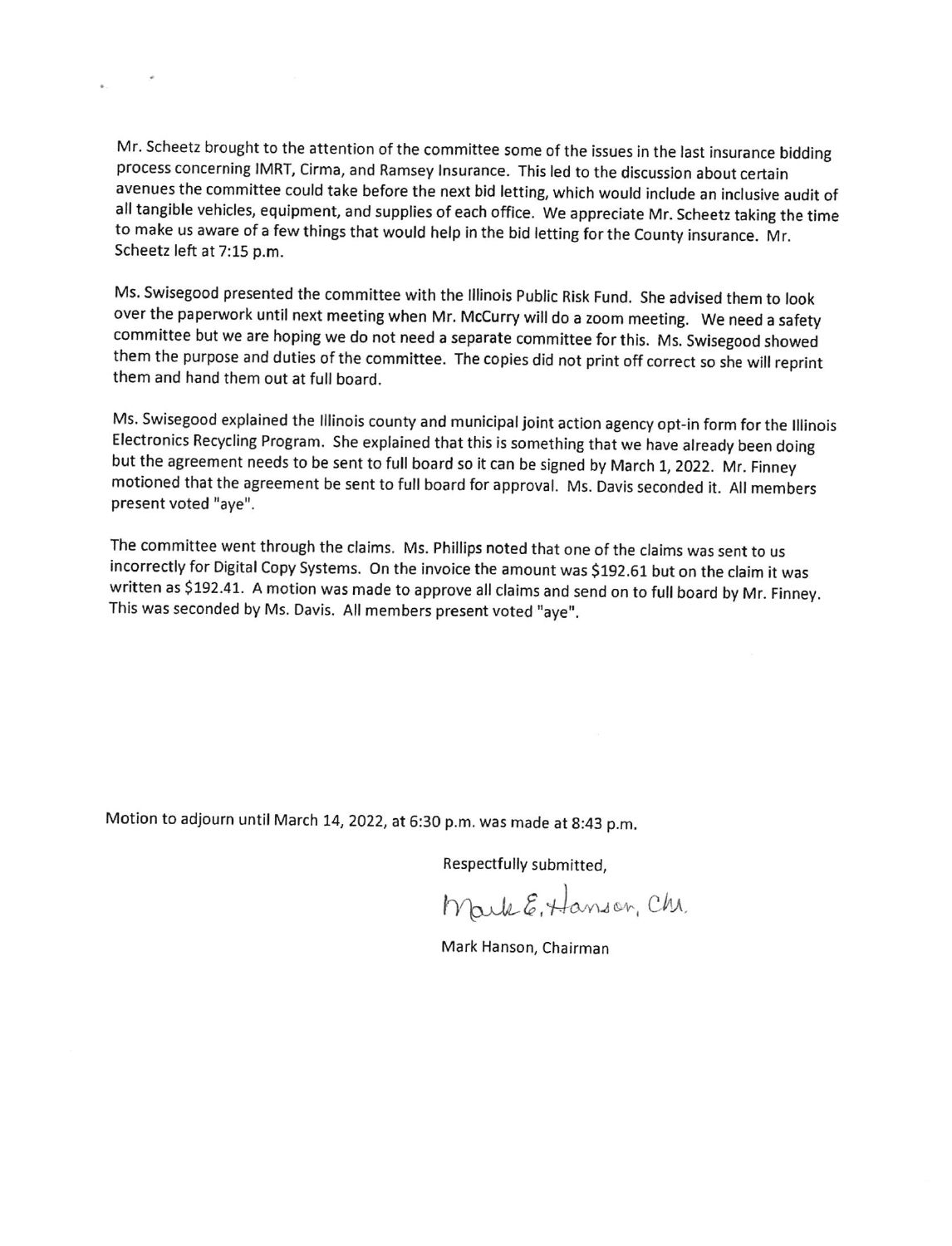Mr. Scheetz brought to the attention of the committee some of the issues in the last insurance bidding process concerning IMRT, Cirma, and Ramsey Insurance. This led to the discussion about certain avenues the committee could take before the next bid letting, which would include an inclusive audit of all tangible vehicles, equipment, and supplies of each office. We appreciate Mr. Scheetz taking the time to make us aware of a few things that would help in the bid letting for the County insurance. Mr. Scheetz left at 7:15 p.m.

Ms. Swisegood presented the committee with the Illinois Public Risk Fund. She advised them to look over the paperwork until next meeting when Mr. McCurry will do a zoom meeting. We need a safety committee but we are hoping we do not need a separate committee for this. Ms. Swisegood showed them the purpose and duties of the committee. The copies did not print off correct so she will reprint them and hand them out at full board.

Ms. Swisegood explained the Illinois county and municipal joint action agency opt-in form for the Illinois Electronics Recycling Program. She explained that this is something that we have already been doing but the agreement needs to be sent to full board so it can be signed by March 1, 2022. Mr. Finney motioned that the agreement be sent to full board for approval. Ms. Davis seconded it. All members present voted "aye".

The committee went through the claims. Ms. Phillips noted that one of the claims was sent to us incorrectly for Digital Copy Systems. On the invoice the amount was $192.61 but on the claim it was written as $192.41. A motion was made to approve all claims and send on to full board by Mr. Finney. This was seconded by Ms. Davis. All members present voted "aye".

Motion to adjourn until March 14, 2022, at 6:30 p.m. was made at 8:43 p.m.

Respectfully submitted,

Mark E. Hanson, Chm.

Mark Hanson, Chairman